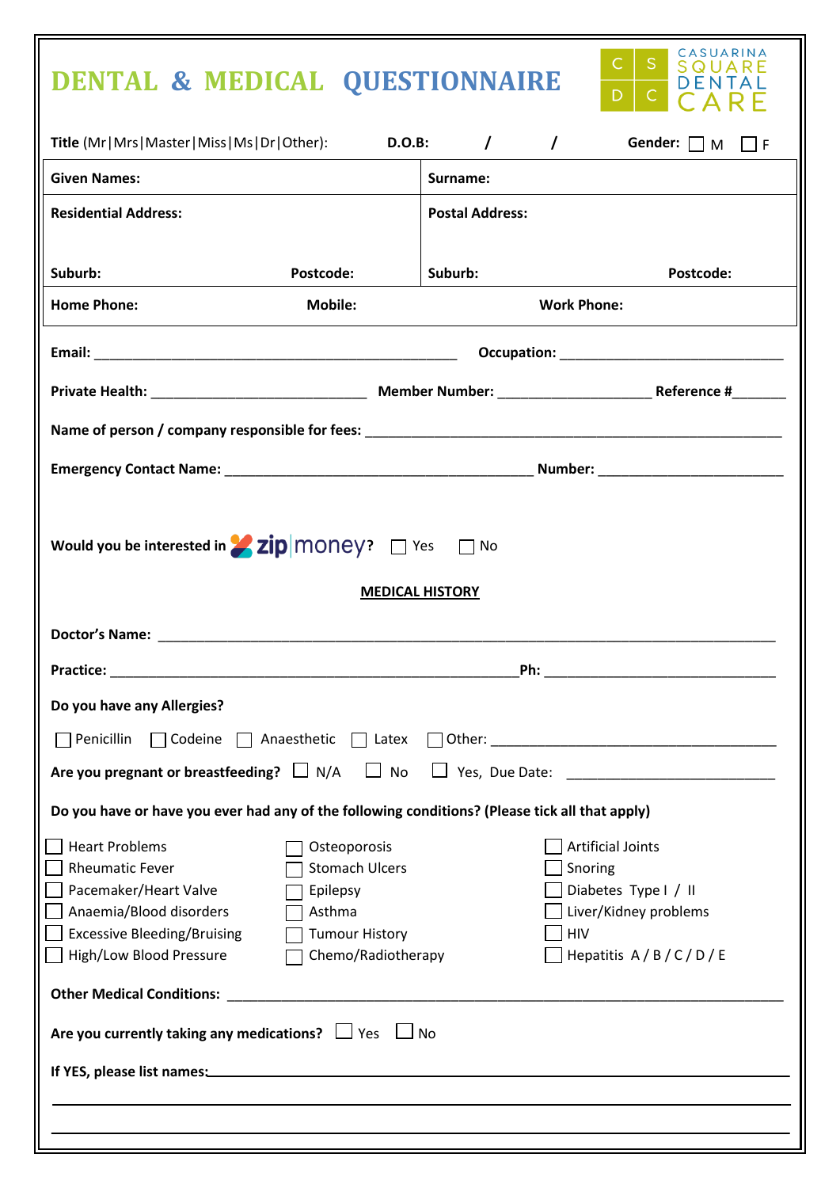# DENTAL & MEDICAL QUESTIONNAIRE

CASUARINA SQUARE DENTAL CARE

**Title** (Mr|Mrs|Master|Miss|Ms|Dr|Other): **D.O.B:** / / **Gender:** ☐ M ☐ F

| **Given Names:** | **Surname:** |
|---|---|
| **Residential Address:** | **Postal Address:** |
| **Suburb:** **Postcode:** | **Suburb:** **Postcode:** |
| **Home Phone:** **Mobile:** | **Work Phone:** |

**Email:** ______________________________________________ **Occupation:** ____________________________

**Private Health:** ___________________________ **Member Number:** ___________________ **Reference #**_______

**Name of person / company responsible for fees:** _____________________________________________________

**Emergency Contact Name:** _______________________________________ **Number:** _______________________

**Would you be interested in** zip|money**?** ☐ Yes ☐ No

## MEDICAL HISTORY

**Doctor's Name:** ______________________________________________________________________________

**Practice:** ___________________________________________________**Ph:** _____________________________

**Do you have any Allergies?**

☐ Penicillin ☐ Codeine ☐ Anaesthetic ☐ Latex ☐ Other: ______________________________________

**Are you pregnant or breastfeeding?** ☐ N/A ☐ No ☐ Yes, Due Date: __________________________

**Do you have or have you ever had any of the following conditions? (Please tick all that apply)**

☐ Heart Problems
☐ Rheumatic Fever
☐ Pacemaker/Heart Valve
☐ Anaemia/Blood disorders
☐ Excessive Bleeding/Bruising
☐ High/Low Blood Pressure
☐ Osteoporosis
☐ Stomach Ulcers
☐ Epilepsy
☐ Asthma
☐ Tumour History
☐ Chemo/Radiotherapy
☐ Artificial Joints
☐ Snoring
☐ Diabetes Type I / II
☐ Liver/Kidney problems
☐ HIV
☐ Hepatitis A / B / C / D / E

**Other Medical Conditions:** _______________________________________________________________________

**Are you currently taking any medications?** ☐ Yes ☐ No

**If YES, please list names:**_________________________________________________________________________

______________________________________________________________________________________________

______________________________________________________________________________________________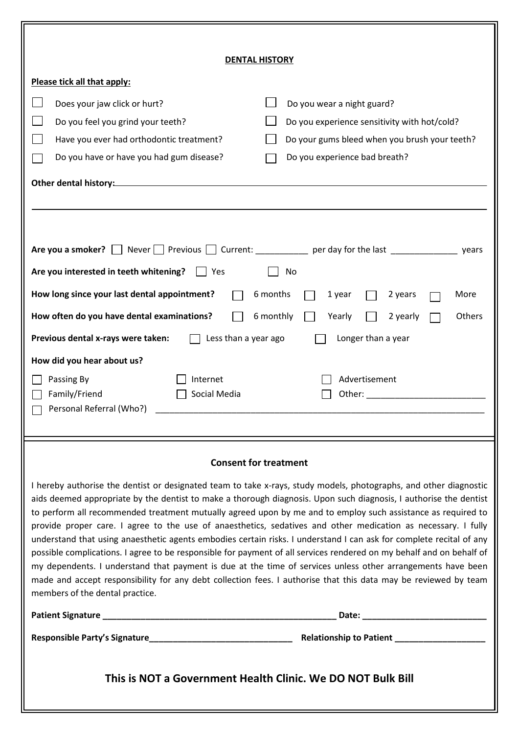## DENTAL HISTORY

**Please tick all that apply:**

- ☐ Does your jaw click or hurt?
- ☐ Do you feel you grind your teeth?
- ☐ Have you ever had orthodontic treatment?
- ☐ Do you have or have you had gum disease?
- ☐ Do you wear a night guard?
- ☐ Do you experience sensitivity with hot/cold?
- ☐ Do your gums bleed when you brush your teeth?
- ☐ Do you experience bad breath?

**Other dental history:** ______________________________________________

______________________________________________

**Are you a smoker?** ☐ Never ☐ Previous ☐ Current: ___________ per day for the last ______________ years

**Are you interested in teeth whitening?** ☐ Yes ☐ No

**How long since your last dental appointment?** ☐ 6 months ☐ 1 year ☐ 2 years ☐ More

**How often do you have dental examinations?** ☐ 6 monthly ☐ Yearly ☐ 2 yearly ☐ Others

**Previous dental x-rays were taken:** ☐ Less than a year ago ☐ Longer than a year

**How did you hear about us?**

- ☐ Passing By
- ☐ Internet
- ☐ Advertisement
- ☐ Family/Friend
- ☐ Social Media
- ☐ Other: _________________________
- ☐ Personal Referral (Who?) ______________________________________________

### Consent for treatment

I hereby authorise the dentist or designated team to take x-rays, study models, photographs, and other diagnostic aids deemed appropriate by the dentist to make a thorough diagnosis. Upon such diagnosis, I authorise the dentist to perform all recommended treatment mutually agreed upon by me and to employ such assistance as required to provide proper care. I agree to the use of anaesthetics, sedatives and other medication as necessary. I fully understand that using anaesthetic agents embodies certain risks. I understand I can ask for complete recital of any possible complications. I agree to be responsible for payment of all services rendered on my behalf and on behalf of my dependents. I understand that payment is due at the time of services unless other arrangements have been made and accept responsibility for any debt collection fees. I authorise that this data may be reviewed by team members of the dental practice.

**Patient Signature** ____________________________________________________ **Date:** ___________________________

**Responsible Party's Signature**______________________________ **Relationship to Patient** ___________________

## This is NOT a Government Health Clinic. We DO NOT Bulk Bill